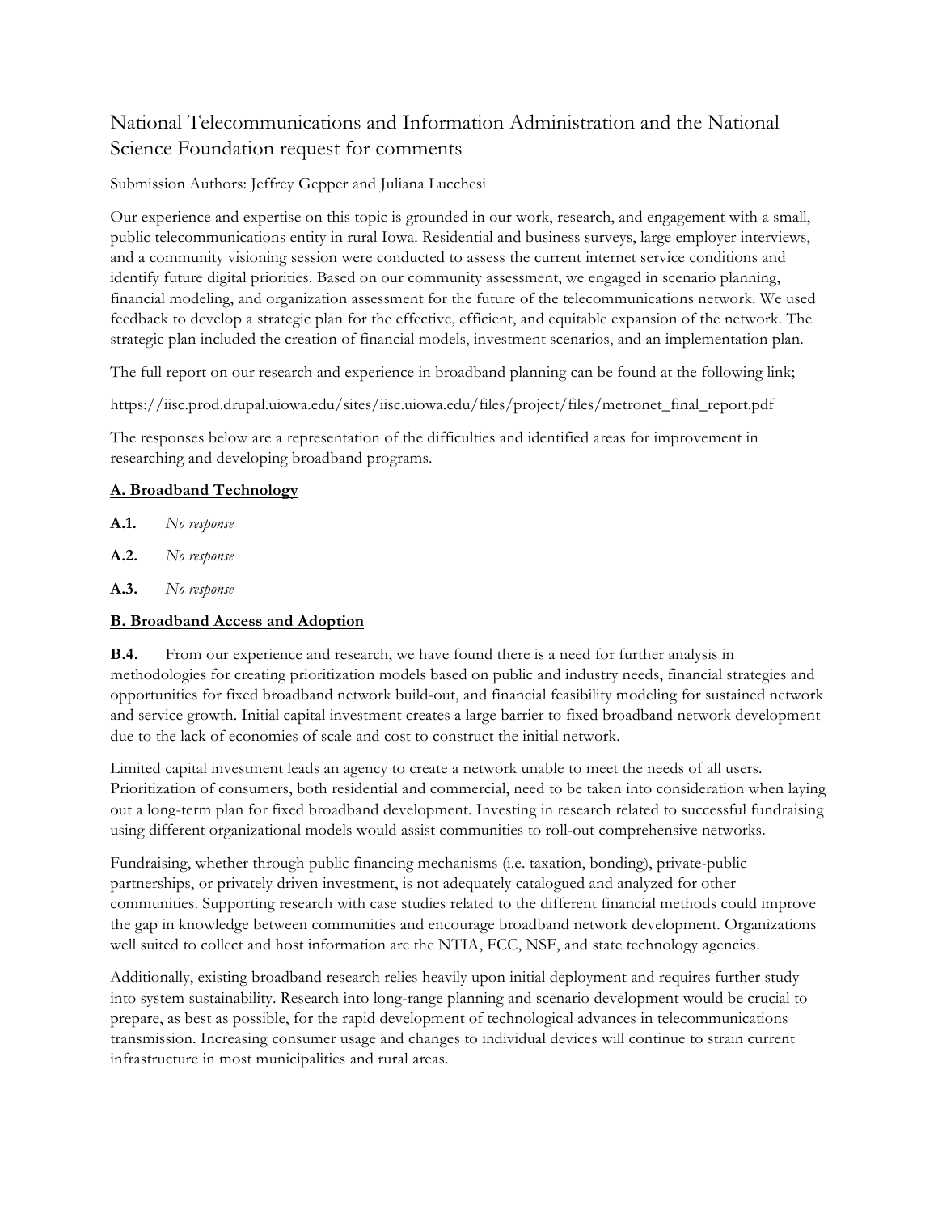# National Telecommunications and Information Administration and the National Science Foundation request for comments

Submission Authors: Jeffrey Gepper and Juliana Lucchesi

Our experience and expertise on this topic is grounded in our work, research, and engagement with a small, public telecommunications entity in rural Iowa. Residential and business surveys, large employer interviews, and a community visioning session were conducted to assess the current internet service conditions and identify future digital priorities. Based on our community assessment, we engaged in scenario planning, financial modeling, and organization assessment for the future of the telecommunications network. We used feedback to develop a strategic plan for the effective, efficient, and equitable expansion of the network. The strategic plan included the creation of financial models, investment scenarios, and an implementation plan.

The full report on our research and experience in broadband planning can be found at the following link;

https://iisc.prod.drupal.uiowa.edu/sites/iisc.uiowa.edu/files/project/files/metronet_final_report.pdf

The responses below are a representation of the difficulties and identified areas for improvement in researching and developing broadband programs.

## A. Broadband Technology

**A.1.** *No response*

**A.2.** *No response*

**A.3.** *No response*

## B. Broadband Access and Adoption

**B.4.** From our experience and research, we have found there is a need for further analysis in methodologies for creating prioritization models based on public and industry needs, financial strategies and opportunities for fixed broadband network build-out, and financial feasibility modeling for sustained network and service growth. Initial capital investment creates a large barrier to fixed broadband network development due to the lack of economies of scale and cost to construct the initial network.

Limited capital investment leads an agency to create a network unable to meet the needs of all users. Prioritization of consumers, both residential and commercial, need to be taken into consideration when laying out a long-term plan for fixed broadband development. Investing in research related to successful fundraising using different organizational models would assist communities to roll-out comprehensive networks.

Fundraising, whether through public financing mechanisms (i.e. taxation, bonding), private-public partnerships, or privately driven investment, is not adequately catalogued and analyzed for other communities. Supporting research with case studies related to the different financial methods could improve the gap in knowledge between communities and encourage broadband network development. Organizations well suited to collect and host information are the NTIA, FCC, NSF, and state technology agencies.

Additionally, existing broadband research relies heavily upon initial deployment and requires further study into system sustainability. Research into long-range planning and scenario development would be crucial to prepare, as best as possible, for the rapid development of technological advances in telecommunications transmission. Increasing consumer usage and changes to individual devices will continue to strain current infrastructure in most municipalities and rural areas.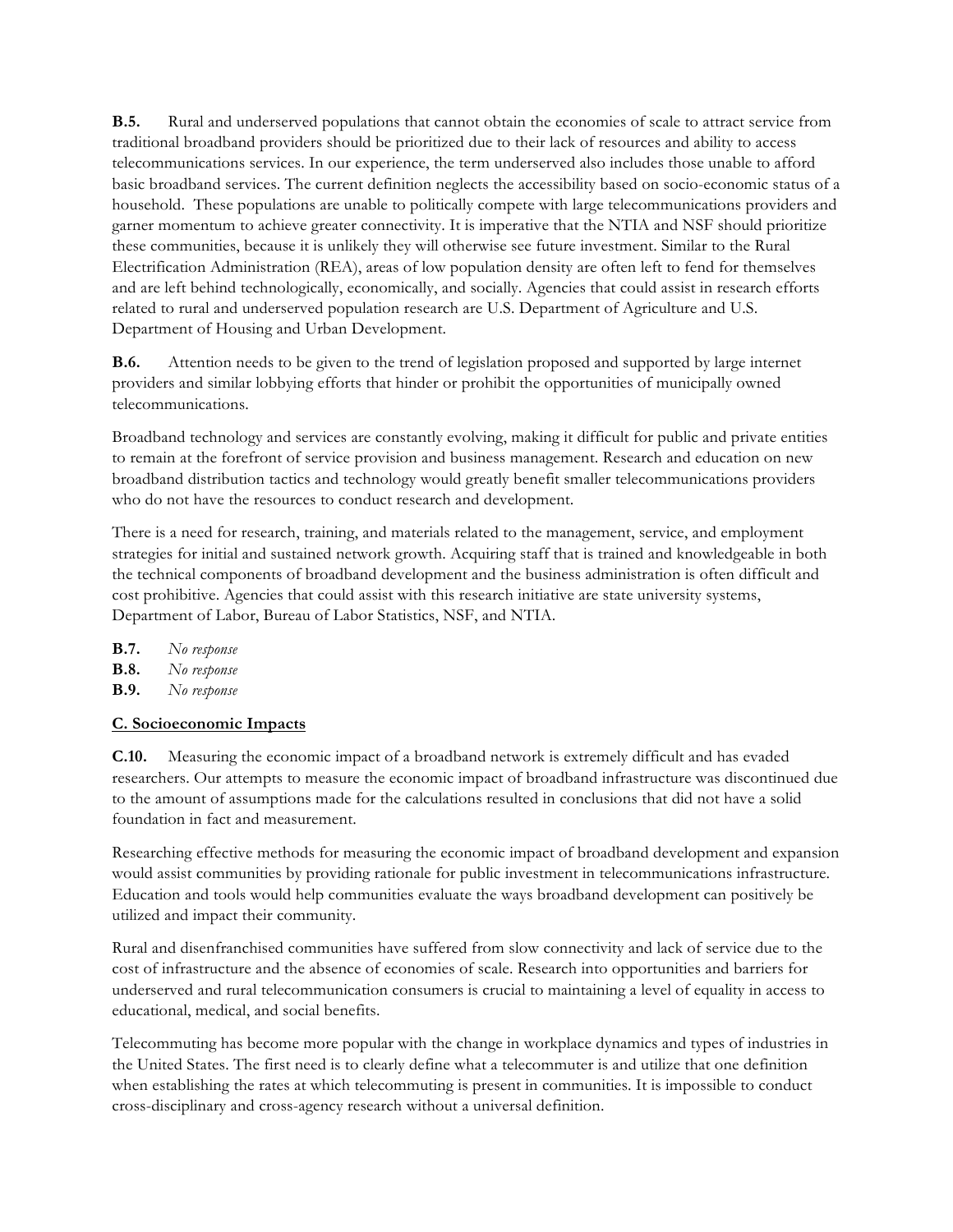**B.5.** Rural and underserved populations that cannot obtain the economies of scale to attract service from traditional broadband providers should be prioritized due to their lack of resources and ability to access telecommunications services. In our experience, the term underserved also includes those unable to afford basic broadband services. The current definition neglects the accessibility based on socio-economic status of a household. These populations are unable to politically compete with large telecommunications providers and garner momentum to achieve greater connectivity. It is imperative that the NTIA and NSF should prioritize these communities, because it is unlikely they will otherwise see future investment. Similar to the Rural Electrification Administration (REA), areas of low population density are often left to fend for themselves and are left behind technologically, economically, and socially. Agencies that could assist in research efforts related to rural and underserved population research are U.S. Department of Agriculture and U.S. Department of Housing and Urban Development.

**B.6.** Attention needs to be given to the trend of legislation proposed and supported by large internet providers and similar lobbying efforts that hinder or prohibit the opportunities of municipally owned telecommunications.

Broadband technology and services are constantly evolving, making it difficult for public and private entities to remain at the forefront of service provision and business management. Research and education on new broadband distribution tactics and technology would greatly benefit smaller telecommunications providers who do not have the resources to conduct research and development.

There is a need for research, training, and materials related to the management, service, and employment strategies for initial and sustained network growth. Acquiring staff that is trained and knowledgeable in both the technical components of broadband development and the business administration is often difficult and cost prohibitive. Agencies that could assist with this research initiative are state university systems, Department of Labor, Bureau of Labor Statistics, NSF, and NTIA.

**B.7.** *No response*
**B.8.** *No response*
**B.9.** *No response*

## C. Socioeconomic Impacts

**C.10.** Measuring the economic impact of a broadband network is extremely difficult and has evaded researchers. Our attempts to measure the economic impact of broadband infrastructure was discontinued due to the amount of assumptions made for the calculations resulted in conclusions that did not have a solid foundation in fact and measurement.

Researching effective methods for measuring the economic impact of broadband development and expansion would assist communities by providing rationale for public investment in telecommunications infrastructure. Education and tools would help communities evaluate the ways broadband development can positively be utilized and impact their community.

Rural and disenfranchised communities have suffered from slow connectivity and lack of service due to the cost of infrastructure and the absence of economies of scale. Research into opportunities and barriers for underserved and rural telecommunication consumers is crucial to maintaining a level of equality in access to educational, medical, and social benefits.

Telecommuting has become more popular with the change in workplace dynamics and types of industries in the United States. The first need is to clearly define what a telecommuter is and utilize that one definition when establishing the rates at which telecommuting is present in communities. It is impossible to conduct cross-disciplinary and cross-agency research without a universal definition.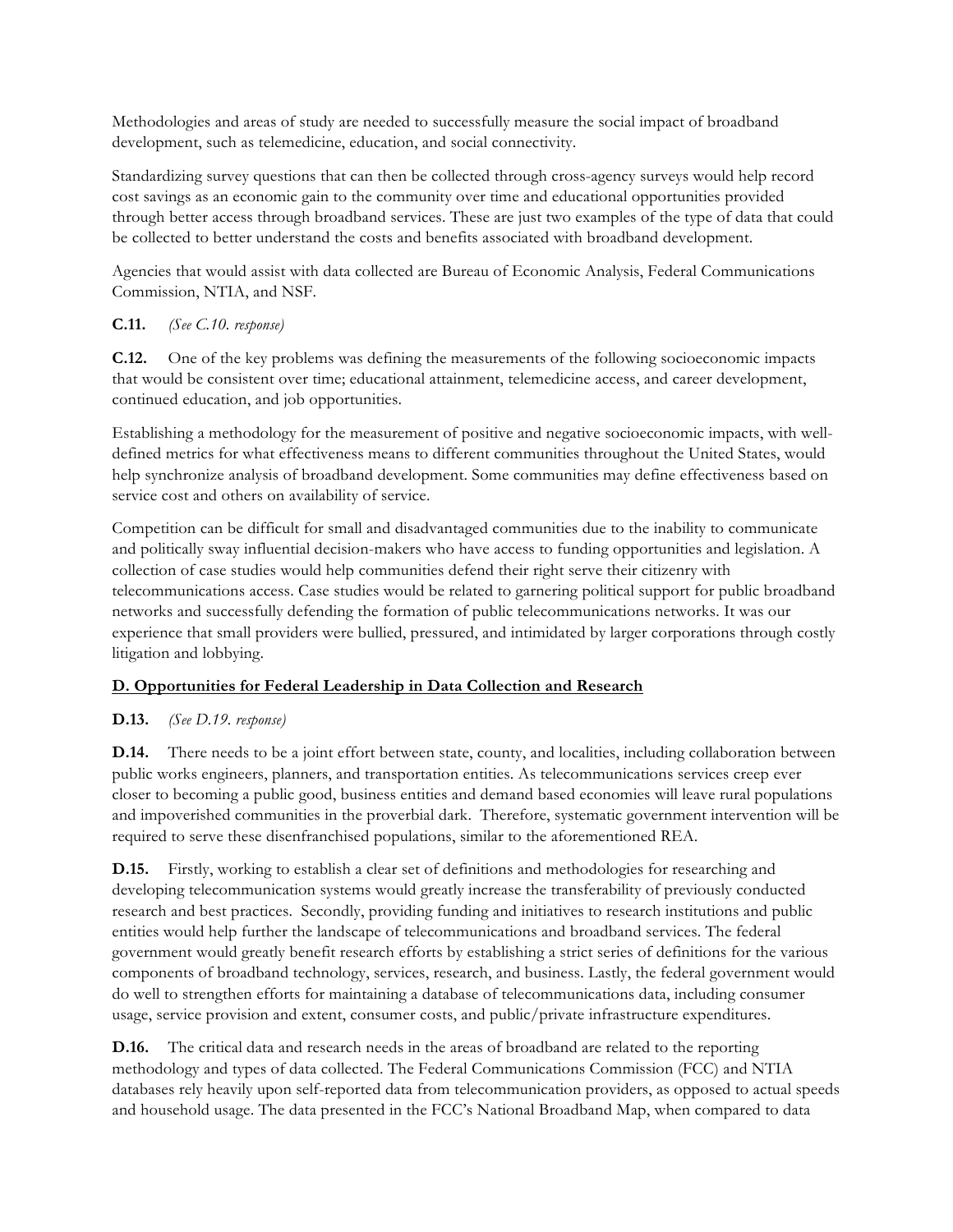Methodologies and areas of study are needed to successfully measure the social impact of broadband development, such as telemedicine, education, and social connectivity.

Standardizing survey questions that can then be collected through cross-agency surveys would help record cost savings as an economic gain to the community over time and educational opportunities provided through better access through broadband services. These are just two examples of the type of data that could be collected to better understand the costs and benefits associated with broadband development.

Agencies that would assist with data collected are Bureau of Economic Analysis, Federal Communications Commission, NTIA, and NSF.

**C.11.** *(See C.10. response)*

**C.12.** One of the key problems was defining the measurements of the following socioeconomic impacts that would be consistent over time; educational attainment, telemedicine access, and career development, continued education, and job opportunities.

Establishing a methodology for the measurement of positive and negative socioeconomic impacts, with well-defined metrics for what effectiveness means to different communities throughout the United States, would help synchronize analysis of broadband development. Some communities may define effectiveness based on service cost and others on availability of service.

Competition can be difficult for small and disadvantaged communities due to the inability to communicate and politically sway influential decision-makers who have access to funding opportunities and legislation. A collection of case studies would help communities defend their right serve their citizenry with telecommunications access. Case studies would be related to garnering political support for public broadband networks and successfully defending the formation of public telecommunications networks. It was our experience that small providers were bullied, pressured, and intimidated by larger corporations through costly litigation and lobbying.

## D. Opportunities for Federal Leadership in Data Collection and Research

**D.13.** *(See D.19. response)*

**D.14.** There needs to be a joint effort between state, county, and localities, including collaboration between public works engineers, planners, and transportation entities. As telecommunications services creep ever closer to becoming a public good, business entities and demand based economies will leave rural populations and impoverished communities in the proverbial dark. Therefore, systematic government intervention will be required to serve these disenfranchised populations, similar to the aforementioned REA.

**D.15.** Firstly, working to establish a clear set of definitions and methodologies for researching and developing telecommunication systems would greatly increase the transferability of previously conducted research and best practices. Secondly, providing funding and initiatives to research institutions and public entities would help further the landscape of telecommunications and broadband services. The federal government would greatly benefit research efforts by establishing a strict series of definitions for the various components of broadband technology, services, research, and business. Lastly, the federal government would do well to strengthen efforts for maintaining a database of telecommunications data, including consumer usage, service provision and extent, consumer costs, and public/private infrastructure expenditures.

**D.16.** The critical data and research needs in the areas of broadband are related to the reporting methodology and types of data collected. The Federal Communications Commission (FCC) and NTIA databases rely heavily upon self-reported data from telecommunication providers, as opposed to actual speeds and household usage. The data presented in the FCC's National Broadband Map, when compared to data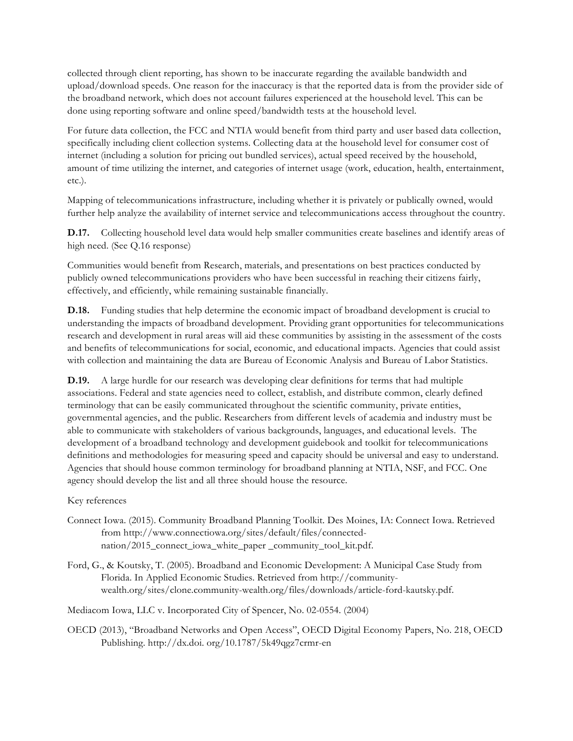collected through client reporting, has shown to be inaccurate regarding the available bandwidth and upload/download speeds. One reason for the inaccuracy is that the reported data is from the provider side of the broadband network, which does not account failures experienced at the household level. This can be done using reporting software and online speed/bandwidth tests at the household level.

For future data collection, the FCC and NTIA would benefit from third party and user based data collection, specifically including client collection systems. Collecting data at the household level for consumer cost of internet (including a solution for pricing out bundled services), actual speed received by the household, amount of time utilizing the internet, and categories of internet usage (work, education, health, entertainment, etc.).

Mapping of telecommunications infrastructure, including whether it is privately or publically owned, would further help analyze the availability of internet service and telecommunications access throughout the country.

**D.17.** Collecting household level data would help smaller communities create baselines and identify areas of high need. (See Q.16 response)

Communities would benefit from Research, materials, and presentations on best practices conducted by publicly owned telecommunications providers who have been successful in reaching their citizens fairly, effectively, and efficiently, while remaining sustainable financially.

**D.18.** Funding studies that help determine the economic impact of broadband development is crucial to understanding the impacts of broadband development. Providing grant opportunities for telecommunications research and development in rural areas will aid these communities by assisting in the assessment of the costs and benefits of telecommunications for social, economic, and educational impacts. Agencies that could assist with collection and maintaining the data are Bureau of Economic Analysis and Bureau of Labor Statistics.

**D.19.** A large hurdle for our research was developing clear definitions for terms that had multiple associations. Federal and state agencies need to collect, establish, and distribute common, clearly defined terminology that can be easily communicated throughout the scientific community, private entities, governmental agencies, and the public. Researchers from different levels of academia and industry must be able to communicate with stakeholders of various backgrounds, languages, and educational levels. The development of a broadband technology and development guidebook and toolkit for telecommunications definitions and methodologies for measuring speed and capacity should be universal and easy to understand. Agencies that should house common terminology for broadband planning at NTIA, NSF, and FCC. One agency should develop the list and all three should house the resource.

Key references

Connect Iowa. (2015). Community Broadband Planning Toolkit. Des Moines, IA: Connect Iowa. Retrieved from http://www.connectiowa.org/sites/default/files/connected-nation/2015_connect_iowa_white_paper _community_tool_kit.pdf.

Ford, G., & Koutsky, T. (2005). Broadband and Economic Development: A Municipal Case Study from Florida. In Applied Economic Studies. Retrieved from http://community-wealth.org/sites/clone.community-wealth.org/files/downloads/article-ford-kautsky.pdf.

Mediacom Iowa, LLC v. Incorporated City of Spencer, No. 02-0554. (2004)

OECD (2013), "Broadband Networks and Open Access", OECD Digital Economy Papers, No. 218, OECD Publishing. http://dx.doi. org/10.1787/5k49qgz7crmr-en